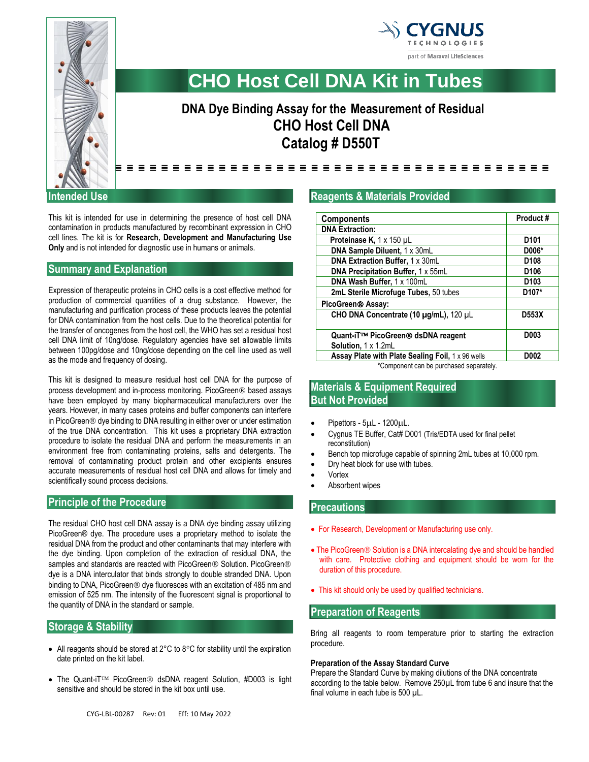# CHO Host Cell DNA Kit in Tubes

## DNA Dye Binding Assay for the Measurement of Residual CHO Host Cell DNA
## Catalog # D550T

## Intended Use

This kit is intended for use in determining the presence of host cell DNA contamination in products manufactured by recombinant expression in CHO cell lines. The kit is for **Research, Development and Manufacturing Use Only** and is not intended for diagnostic use in humans or animals.

## Summary and Explanation

Expression of therapeutic proteins in CHO cells is a cost effective method for production of commercial quantities of a drug substance. However, the manufacturing and purification process of these products leaves the potential for DNA contamination from the host cells. Due to the theoretical potential for the transfer of oncogenes from the host cell, the WHO has set a residual host cell DNA limit of 10ng/dose. Regulatory agencies have set allowable limits between 100pg/dose and 10ng/dose depending on the cell line used as well as the mode and frequency of dosing.

This kit is designed to measure residual host cell DNA for the purpose of process development and in-process monitoring. PicoGreen® based assays have been employed by many biopharmaceutical manufacturers over the years. However, in many cases proteins and buffer components can interfere in PicoGreen® dye binding to DNA resulting in either over or under estimation of the true DNA concentration. This kit uses a proprietary DNA extraction procedure to isolate the residual DNA and perform the measurements in an environment free from contaminating proteins, salts and detergents. The removal of contaminating product protein and other excipients ensures accurate measurements of residual host cell DNA and allows for timely and scientifically sound process decisions.

## Principle of the Procedure

The residual CHO host cell DNA assay is a DNA dye binding assay utilizing PicoGreen® dye. The procedure uses a proprietary method to isolate the residual DNA from the product and other contaminants that may interfere with the dye binding. Upon completion of the extraction of residual DNA, the samples and standards are reacted with PicoGreen® Solution. PicoGreen® dye is a DNA interculator that binds strongly to double stranded DNA. Upon binding to DNA, PicoGreen® dye fluoresces with an excitation of 485 nm and emission of 525 nm. The intensity of the fluorescent signal is proportional to the quantity of DNA in the standard or sample.

## Storage & Stability

- All reagents should be stored at 2°C to 8°C for stability until the expiration date printed on the kit label.
- The Quant-iT™ PicoGreen® dsDNA reagent Solution, #D003 is light sensitive and should be stored in the kit box until use.

## Reagents & Materials Provided

| Components | Product # |
|---|---|
| **DNA Extraction:** | |
| **Proteinase K,** 1 x 150 µL | **D101** |
| **DNA Sample Diluent,** 1 x 30mL | **D006*** |
| **DNA Extraction Buffer,** 1 x 30mL | **D108** |
| **DNA Precipitation Buffer,** 1 x 55mL | **D106** |
| **DNA Wash Buffer,** 1 x 100mL | **D103** |
| **2mL Sterile Microfuge Tubes,** 50 tubes | **D107*** |
| **PicoGreen® Assay:** | |
| **CHO DNA Concentrate (10 µg/mL),** 120 µL | **D553X** |
| **Quant-iT™ PicoGreen® dsDNA reagent Solution,** 1 x 1.2mL | **D003** |
| **Assay Plate with Plate Sealing Foil,** 1 x 96 wells | **D002** |

*Component can be purchased separately.

## Materials & Equipment Required But Not Provided

- Pipettors - 5µL - 1200µL.
- Cygnus TE Buffer, Cat# D001 (Tris/EDTA used for final pellet reconstitution)
- Bench top microfuge capable of spinning 2mL tubes at 10,000 rpm.
- Dry heat block for use with tubes.
- Vortex
- Absorbent wipes

## Precautions

- For Research, Development or Manufacturing use only.
- The PicoGreen® Solution is a DNA intercalating dye and should be handled with care. Protective clothing and equipment should be worn for the duration of this procedure.
- This kit should only be used by qualified technicians.

## Preparation of Reagents

Bring all reagents to room temperature prior to starting the extraction procedure.

**Preparation of the Assay Standard Curve**

Prepare the Standard Curve by making dilutions of the DNA concentrate according to the table below. Remove 250µL from tube 6 and insure that the final volume in each tube is 500 µL.

CYG-LBL-00287 Rev: 01 Eff: 10 May 2022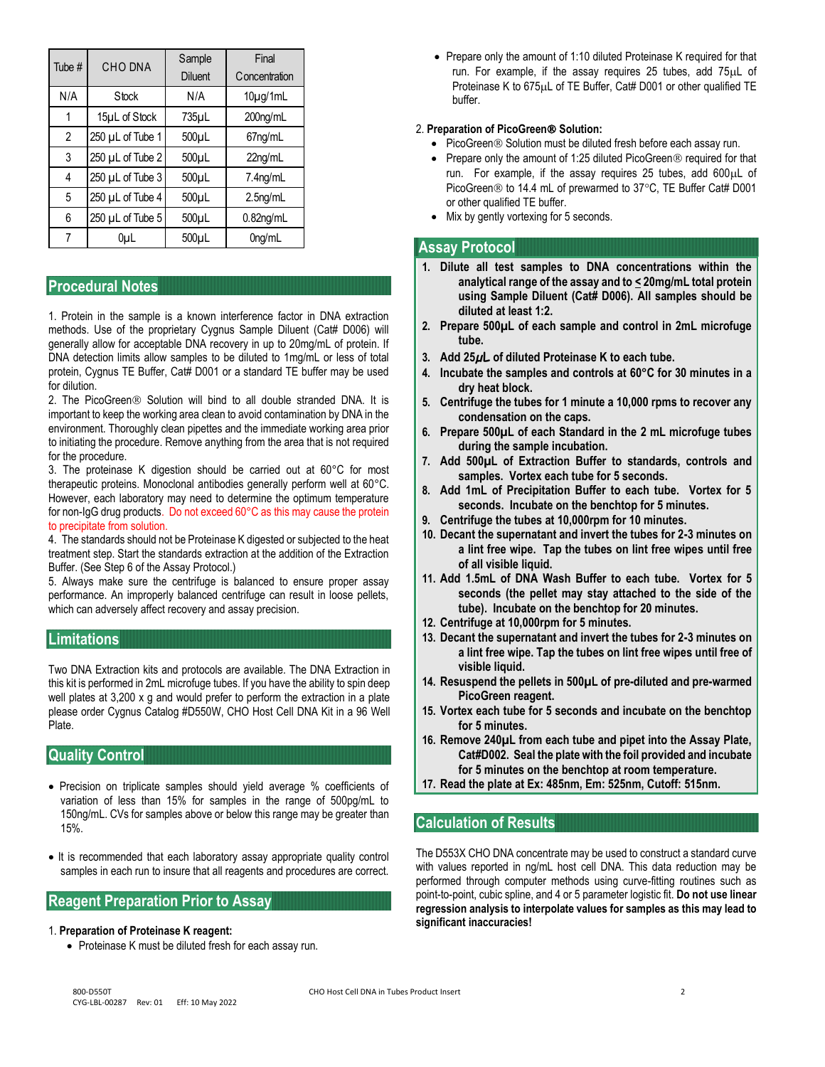| Tube # | CHO DNA | Sample Diluent | Final Concentration |
|---|---|---|---|
| N/A | Stock | N/A | 10μg/1mL |
| 1 | 15μL of Stock | 735μL | 200ng/mL |
| 2 | 250 μL of Tube 1 | 500μL | 67ng/mL |
| 3 | 250 μL of Tube 2 | 500μL | 22ng/mL |
| 4 | 250 μL of Tube 3 | 500μL | 7.4ng/mL |
| 5 | 250 μL of Tube 4 | 500μL | 2.5ng/mL |
| 6 | 250 μL of Tube 5 | 500μL | 0.82ng/mL |
| 7 | 0μL | 500μL | 0ng/mL |

## Procedural Notes

1. Protein in the sample is a known interference factor in DNA extraction methods. Use of the proprietary Cygnus Sample Diluent (Cat# D006) will generally allow for acceptable DNA recovery in up to 20mg/mL of protein. If DNA detection limits allow samples to be diluted to 1mg/mL or less of total protein, Cygnus TE Buffer, Cat# D001 or a standard TE buffer may be used for dilution.
2. The PicoGreen® Solution will bind to all double stranded DNA. It is important to keep the working area clean to avoid contamination by DNA in the environment. Thoroughly clean pipettes and the immediate working area prior to initiating the procedure. Remove anything from the area that is not required for the procedure.
3. The proteinase K digestion should be carried out at 60°C for most therapeutic proteins. Monoclonal antibodies generally perform well at 60°C. However, each laboratory may need to determine the optimum temperature for non-IgG drug products. Do not exceed 60°C as this may cause the protein to precipitate from solution.
4. The standards should not be Proteinase K digested or subjected to the heat treatment step. Start the standards extraction at the addition of the Extraction Buffer. (See Step 6 of the Assay Protocol.)
5. Always make sure the centrifuge is balanced to ensure proper assay performance. An improperly balanced centrifuge can result in loose pellets, which can adversely affect recovery and assay precision.

## Limitations

Two DNA Extraction kits and protocols are available. The DNA Extraction in this kit is performed in 2mL microfuge tubes. If you have the ability to spin deep well plates at 3,200 x g and would prefer to perform the extraction in a plate please order Cygnus Catalog #D550W, CHO Host Cell DNA Kit in a 96 Well Plate.

## Quality Control

- Precision on triplicate samples should yield average % coefficients of variation of less than 15% for samples in the range of 500pg/mL to 150ng/mL. CVs for samples above or below this range may be greater than 15%.
- It is recommended that each laboratory assay appropriate quality control samples in each run to insure that all reagents and procedures are correct.

## Reagent Preparation Prior to Assay

1. **Preparation of Proteinase K reagent:**
   - Proteinase K must be diluted fresh for each assay run.
   - Prepare only the amount of 1:10 diluted Proteinase K required for that run. For example, if the assay requires 25 tubes, add 75μL of Proteinase K to 675μL of TE Buffer, Cat# D001 or other qualified TE buffer.

2. **Preparation of PicoGreen® Solution:**
   - PicoGreen® Solution must be diluted fresh before each assay run.
   - Prepare only the amount of 1:25 diluted PicoGreen® required for that run. For example, if the assay requires 25 tubes, add 600μL of PicoGreen® to 14.4 mL of prewarmed to 37°C, TE Buffer Cat# D001 or other qualified TE buffer.
   - Mix by gently vortexing for 5 seconds.

## Assay Protocol

1. **Dilute all test samples to DNA concentrations within the analytical range of the assay and to ≤ 20mg/mL total protein using Sample Diluent (Cat# D006). All samples should be diluted at least 1:2.**
2. **Prepare 500μL of each sample and control in 2mL microfuge tube.**
3. **Add 25μL of diluted Proteinase K to each tube.**
4. **Incubate the samples and controls at 60°C for 30 minutes in a dry heat block.**
5. **Centrifuge the tubes for 1 minute a 10,000 rpms to recover any condensation on the caps.**
6. **Prepare 500μL of each Standard in the 2 mL microfuge tubes during the sample incubation.**
7. **Add 500μL of Extraction Buffer to standards, controls and samples. Vortex each tube for 5 seconds.**
8. **Add 1mL of Precipitation Buffer to each tube. Vortex for 5 seconds. Incubate on the benchtop for 5 minutes.**
9. **Centrifuge the tubes at 10,000rpm for 10 minutes.**
10. **Decant the supernatant and invert the tubes for 2-3 minutes on a lint free wipe. Tap the tubes on lint free wipes until free of all visible liquid.**
11. **Add 1.5mL of DNA Wash Buffer to each tube. Vortex for 5 seconds (the pellet may stay attached to the side of the tube). Incubate on the benchtop for 20 minutes.**
12. **Centrifuge at 10,000rpm for 5 minutes.**
13. **Decant the supernatant and invert the tubes for 2-3 minutes on a lint free wipe. Tap the tubes on lint free wipes until free of visible liquid.**
14. **Resuspend the pellets in 500μL of pre-diluted and pre-warmed PicoGreen reagent.**
15. **Vortex each tube for 5 seconds and incubate on the benchtop for 5 minutes.**
16. **Remove 240μL from each tube and pipet into the Assay Plate, Cat#D002. Seal the plate with the foil provided and incubate for 5 minutes on the benchtop at room temperature.**
17. **Read the plate at Ex: 485nm, Em: 525nm, Cutoff: 515nm.**

## Calculation of Results

The D553X CHO DNA concentrate may be used to construct a standard curve with values reported in ng/mL host cell DNA. This data reduction may be performed through computer methods using curve-fitting routines such as point-to-point, cubic spline, and 4 or 5 parameter logistic fit. **Do not use linear regression analysis to interpolate values for samples as this may lead to significant inaccuracies!**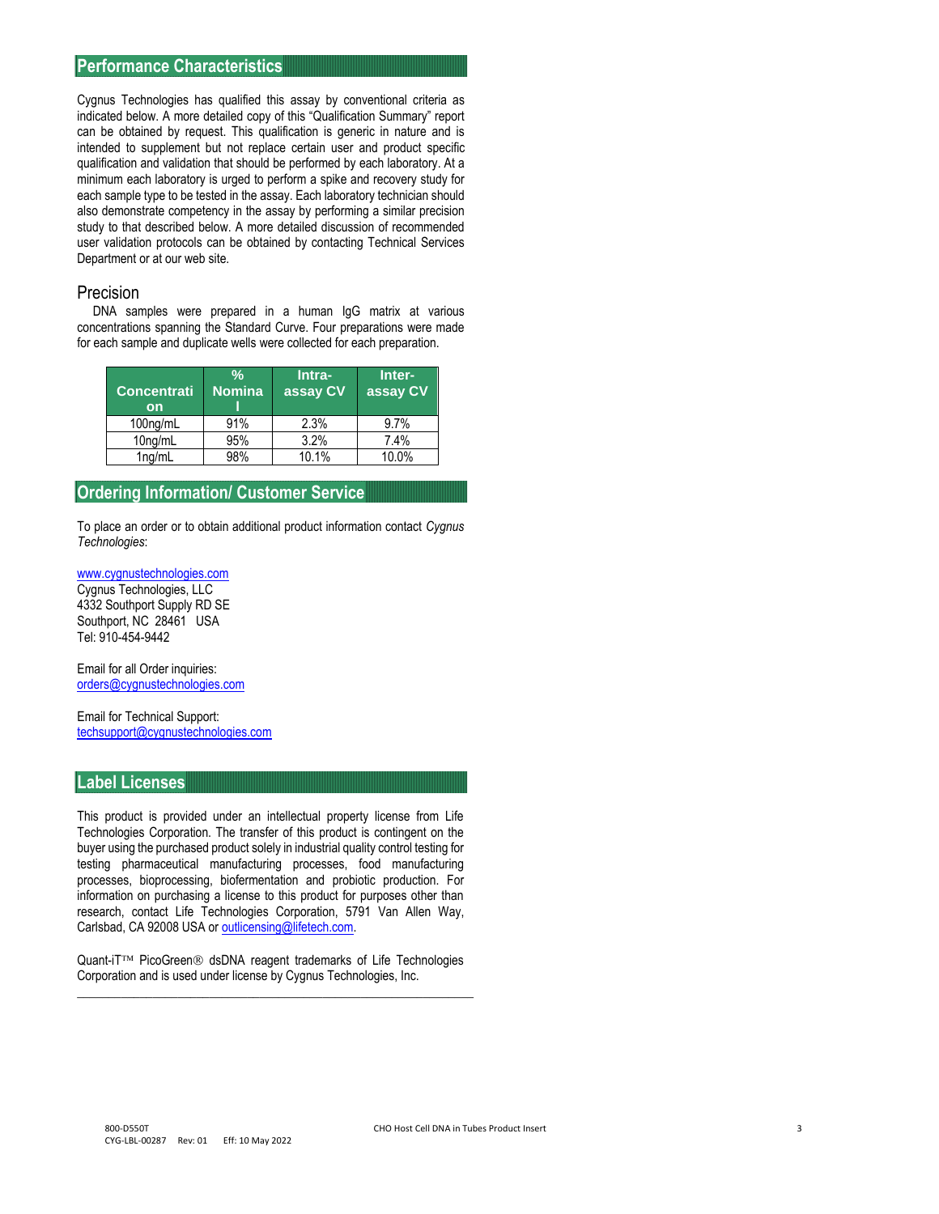## Performance Characteristics

Cygnus Technologies has qualified this assay by conventional criteria as indicated below. A more detailed copy of this "Qualification Summary" report can be obtained by request. This qualification is generic in nature and is intended to supplement but not replace certain user and product specific qualification and validation that should be performed by each laboratory. At a minimum each laboratory is urged to perform a spike and recovery study for each sample type to be tested in the assay. Each laboratory technician should also demonstrate competency in the assay by performing a similar precision study to that described below. A more detailed discussion of recommended user validation protocols can be obtained by contacting Technical Services Department or at our web site.

### Precision

DNA samples were prepared in a human IgG matrix at various concentrations spanning the Standard Curve. Four preparations were made for each sample and duplicate wells were collected for each preparation.

| Concentration | % Nominal | Intra-assay CV | Inter-assay CV |
|---|---|---|---|
| 100ng/mL | 91% | 2.3% | 9.7% |
| 10ng/mL | 95% | 3.2% | 7.4% |
| 1ng/mL | 98% | 10.1% | 10.0% |

## Ordering Information/ Customer Service

To place an order or to obtain additional product information contact *Cygnus Technologies*:

www.cygnustechnologies.com
Cygnus Technologies, LLC
4332 Southport Supply RD SE
Southport, NC 28461 USA
Tel: 910-454-9442

Email for all Order inquiries:
orders@cygnustechnologies.com

Email for Technical Support:
techsupport@cygnustechnologies.com

## Label Licenses

This product is provided under an intellectual property license from Life Technologies Corporation. The transfer of this product is contingent on the buyer using the purchased product solely in industrial quality control testing for testing pharmaceutical manufacturing processes, food manufacturing processes, bioprocessing, biofermentation and probiotic production. For information on purchasing a license to this product for purposes other than research, contact Life Technologies Corporation, 5791 Van Allen Way, Carlsbad, CA 92008 USA or outlicensing@lifetech.com.

Quant-iT™ PicoGreen® dsDNA reagent trademarks of Life Technologies Corporation and is used under license by Cygnus Technologies, Inc.

800-D550T
CYG-LBL-00287 Rev: 01 Eff: 10 May 2022